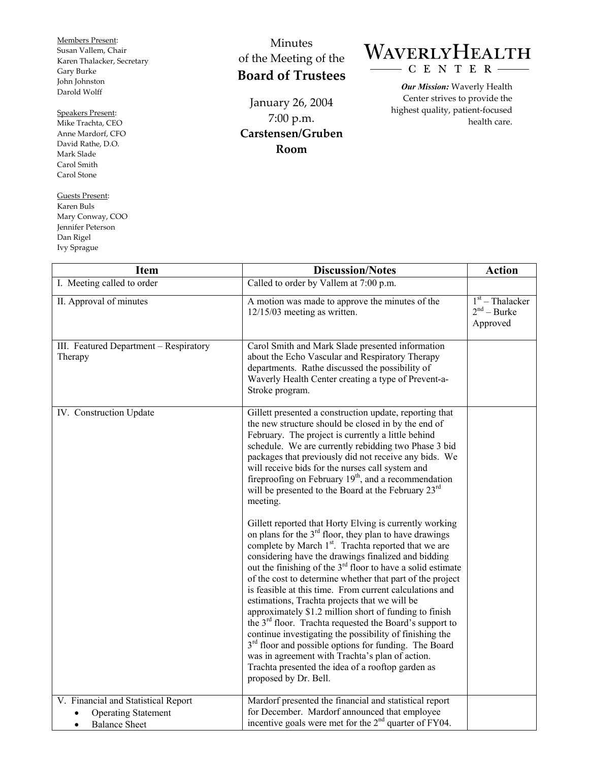Members Present:
Susan Vallem, Chair
Karen Thalacker, Secretary
Gary Burke
John Johnston
Darold Wolff

Speakers Present:
Mike Trachta, CEO
Anne Mardorf, CFO
David Rathe, D.O.
Mark Slade
Carol Smith
Carol Stone

Guests Present:
Karen Buls
Mary Conway, COO
Jennifer Peterson
Dan Rigel
Ivy Sprague

# Minutes of the Meeting of the Board of Trustees

January 26, 2004
7:00 p.m.
**Carstensen/Gruben Room**

**WAVERLY HEALTH CENTER**

***Our Mission:*** Waverly Health Center strives to provide the highest quality, patient-focused health care.

| Item | Discussion/Notes | Action |
|---|---|---|
| I. Meeting called to order | Called to order by Vallem at 7:00 p.m. | |
| II. Approval of minutes | A motion was made to approve the minutes of the 12/15/03 meeting as written. | 1st – Thalacker<br>2nd – Burke<br>Approved |
| III. Featured Department – Respiratory Therapy | Carol Smith and Mark Slade presented information about the Echo Vascular and Respiratory Therapy departments. Rathe discussed the possibility of Waverly Health Center creating a type of Prevent-a-Stroke program. | |
| IV. Construction Update | Gillett presented a construction update, reporting that the new structure should be closed in by the end of February. The project is currently a little behind schedule. We are currently rebidding two Phase 3 bid packages that previously did not receive any bids. We will receive bids for the nurses call system and fireproofing on February 19th, and a recommendation will be presented to the Board at the February 23rd meeting.<br><br>Gillett reported that Horty Elving is currently working on plans for the 3rd floor, they plan to have drawings complete by March 1st. Trachta reported that we are considering have the drawings finalized and bidding out the finishing of the 3rd floor to have a solid estimate of the cost to determine whether that part of the project is feasible at this time. From current calculations and estimations, Trachta projects that we will be approximately $1.2 million short of funding to finish the 3rd floor. Trachta requested the Board's support to continue investigating the possibility of finishing the 3rd floor and possible options for funding. The Board was in agreement with Trachta's plan of action. Trachta presented the idea of a rooftop garden as proposed by Dr. Bell. | |
| V. Financial and Statistical Report<br>• Operating Statement<br>• Balance Sheet | Mardorf presented the financial and statistical report for December. Mardorf announced that employee incentive goals were met for the 2nd quarter of FY04. | |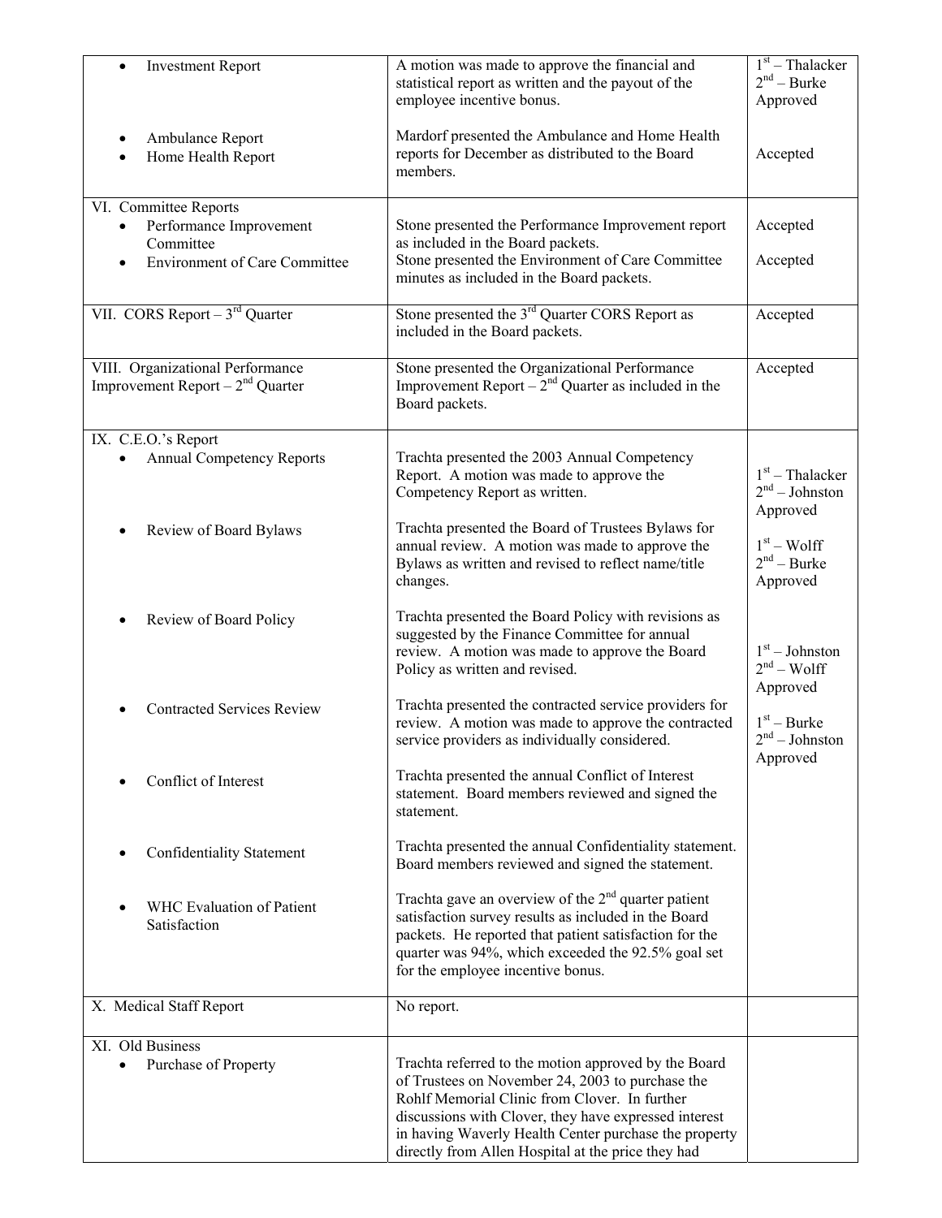| | | |
|---|---|---|
| • Investment Report | A motion was made to approve the financial and statistical report as written and the payout of the employee incentive bonus. | 1st – Thalacker<br>2nd – Burke<br>Approved |
| • Ambulance Report<br>• Home Health Report | Mardorf presented the Ambulance and Home Health reports for December as distributed to the Board members. | Accepted |
| VI. Committee Reports<br>• Performance Improvement Committee<br>• Environment of Care Committee | Stone presented the Performance Improvement report as included in the Board packets.<br>Stone presented the Environment of Care Committee minutes as included in the Board packets. | Accepted<br><br>Accepted |
| VII. CORS Report – 3rd Quarter | Stone presented the 3rd Quarter CORS Report as included in the Board packets. | Accepted |
| VIII. Organizational Performance Improvement Report – 2nd Quarter | Stone presented the Organizational Performance Improvement Report – 2nd Quarter as included in the Board packets. | Accepted |
| IX. C.E.O.'s Report<br>• Annual Competency Reports | Trachta presented the 2003 Annual Competency Report. A motion was made to approve the Competency Report as written. | 1st – Thalacker<br>2nd – Johnston<br>Approved |
| • Review of Board Bylaws | Trachta presented the Board of Trustees Bylaws for annual review. A motion was made to approve the Bylaws as written and revised to reflect name/title changes. | 1st – Wolff<br>2nd – Burke<br>Approved |
| • Review of Board Policy | Trachta presented the Board Policy with revisions as suggested by the Finance Committee for annual review. A motion was made to approve the Board Policy as written and revised. | 1st – Johnston<br>2nd – Wolff<br>Approved |
| • Contracted Services Review | Trachta presented the contracted service providers for review. A motion was made to approve the contracted service providers as individually considered. | 1st – Burke<br>2nd – Johnston<br>Approved |
| • Conflict of Interest | Trachta presented the annual Conflict of Interest statement. Board members reviewed and signed the statement. | |
| • Confidentiality Statement | Trachta presented the annual Confidentiality statement. Board members reviewed and signed the statement. | |
| • WHC Evaluation of Patient Satisfaction | Trachta gave an overview of the 2nd quarter patient satisfaction survey results as included in the Board packets. He reported that patient satisfaction for the quarter was 94%, which exceeded the 92.5% goal set for the employee incentive bonus. | |
| X. Medical Staff Report | No report. | |
| XI. Old Business<br>• Purchase of Property | Trachta referred to the motion approved by the Board of Trustees on November 24, 2003 to purchase the Rohlf Memorial Clinic from Clover. In further discussions with Clover, they have expressed interest in having Waverly Health Center purchase the property directly from Allen Hospital at the price they had | |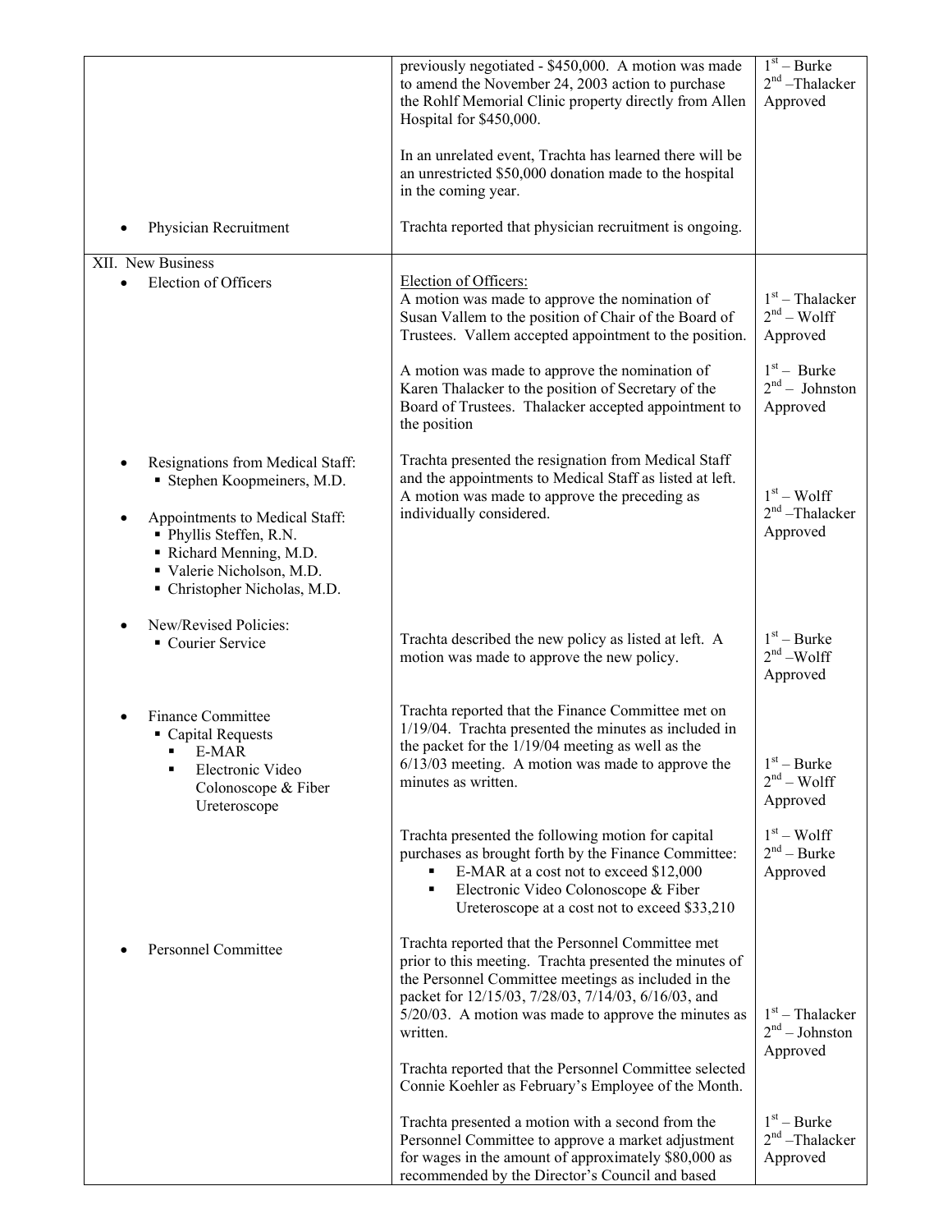| | | |
|---|---|---|
| | previously negotiated - $450,000. A motion was made to amend the November 24, 2003 action to purchase the Rohlf Memorial Clinic property directly from Allen Hospital for $450,000.<br><br>In an unrelated event, Trachta has learned there will be an unrestricted $50,000 donation made to the hospital in the coming year. | 1st – Burke<br>2nd –Thalacker<br>Approved |
| • Physician Recruitment | Trachta reported that physician recruitment is ongoing. | |
| XII. New Business<br>• Election of Officers | Election of Officers:<br>A motion was made to approve the nomination of Susan Vallem to the position of Chair of the Board of Trustees. Vallem accepted appointment to the position. | 1st – Thalacker<br>2nd – Wolff<br>Approved |
| | A motion was made to approve the nomination of Karen Thalacker to the position of Secretary of the Board of Trustees. Thalacker accepted appointment to the position | 1st – Burke<br>2nd – Johnston<br>Approved |
| • Resignations from Medical Staff:<br>▪ Stephen Koopmeiners, M.D.<br><br>• Appointments to Medical Staff:<br>▪ Phyllis Steffen, R.N.<br>▪ Richard Menning, M.D.<br>▪ Valerie Nicholson, M.D.<br>▪ Christopher Nicholas, M.D. | Trachta presented the resignation from Medical Staff and the appointments to Medical Staff as listed at left. A motion was made to approve the preceding as individually considered. | 1st – Wolff<br>2nd –Thalacker<br>Approved |
| • New/Revised Policies:<br>▪ Courier Service | Trachta described the new policy as listed at left. A motion was made to approve the new policy. | 1st – Burke<br>2nd –Wolff<br>Approved |
| • Finance Committee<br>▪ Capital Requests<br>▪ E-MAR<br>▪ Electronic Video Colonoscope & Fiber Ureteroscope | Trachta reported that the Finance Committee met on 1/19/04. Trachta presented the minutes as included in the packet for the 1/19/04 meeting as well as the 6/13/03 meeting. A motion was made to approve the minutes as written. | 1st – Burke<br>2nd – Wolff<br>Approved |
| | Trachta presented the following motion for capital purchases as brought forth by the Finance Committee:<br>▪ E-MAR at a cost not to exceed $12,000<br>▪ Electronic Video Colonoscope & Fiber Ureteroscope at a cost not to exceed $33,210 | 1st – Wolff<br>2nd – Burke<br>Approved |
| • Personnel Committee | Trachta reported that the Personnel Committee met prior to this meeting. Trachta presented the minutes of the Personnel Committee meetings as included in the packet for 12/15/03, 7/28/03, 7/14/03, 6/16/03, and 5/20/03. A motion was made to approve the minutes as written. | 1st – Thalacker<br>2nd – Johnston<br>Approved |
| | Trachta reported that the Personnel Committee selected Connie Koehler as February's Employee of the Month. | |
| | Trachta presented a motion with a second from the Personnel Committee to approve a market adjustment for wages in the amount of approximately $80,000 as recommended by the Director's Council and based | 1st – Burke<br>2nd –Thalacker<br>Approved |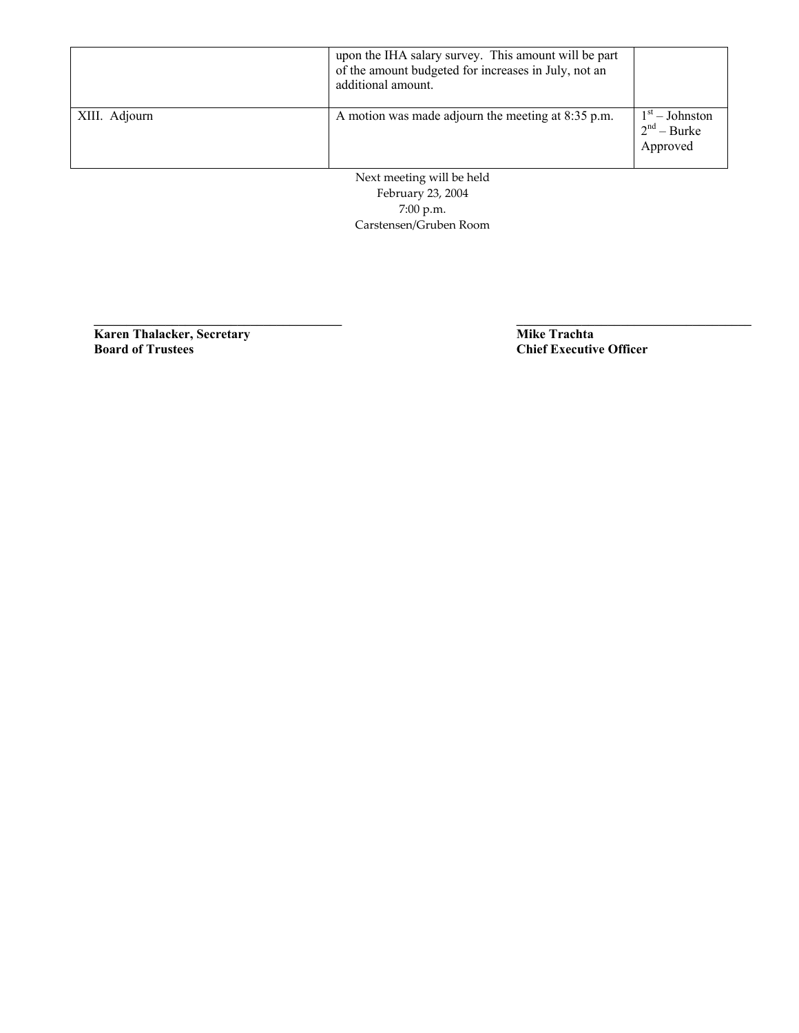| | | |
|---|---|---|
| | upon the IHA salary survey. This amount will be part of the amount budgeted for increases in July, not an additional amount. | |
| XIII. Adjourn | A motion was made adjourn the meeting at 8:35 p.m. | 1st – Johnston<br>2nd – Burke<br>Approved |

Next meeting will be held
February 23, 2004
7:00 p.m.
Carstensen/Gruben Room

______________________________________
**Karen Thalacker, Secretary**
**Board of Trustees**

______________________________________
**Mike Trachta**
**Chief Executive Officer**